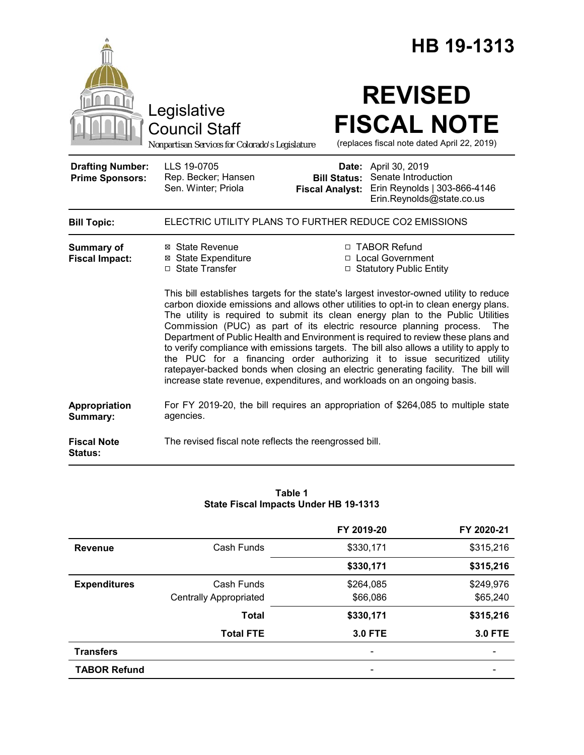# HB 19-1313

Legislative Council Staff

*Nonpartisan Services for Colorado's Legislature*

# REVISED FISCAL NOTE

(replaces fiscal note dated April 22, 2019)

| | | | |
|---|---|---|---|
| **Drafting Number:** | LLS 19-0705 | **Date:** | April 30, 2019 |
| **Prime Sponsors:** | Rep. Becker; Hansen<br>Sen. Winter; Priola | **Bill Status:** | Senate Introduction |
| | | **Fiscal Analyst:** | Erin Reynolds \| 303-866-4146<br>Erin.Reynolds@state.co.us |

**Bill Topic:** ELECTRIC UTILITY PLANS TO FURTHER REDUCE CO2 EMISSIONS

**Summary of Fiscal Impact:**

- ☒ State Revenue
- ☒ State Expenditure
- ☐ State Transfer
- ☐ TABOR Refund
- ☐ Local Government
- ☐ Statutory Public Entity

This bill establishes targets for the state's largest investor-owned utility to reduce carbon dioxide emissions and allows other utilities to opt-in to clean energy plans. The utility is required to submit its clean energy plan to the Public Utilities Commission (PUC) as part of its electric resource planning process. The Department of Public Health and Environment is required to review these plans and to verify compliance with emissions targets. The bill also allows a utility to apply to the PUC for a financing order authorizing it to issue securitized utility ratepayer-backed bonds when closing an electric generating facility. The bill will increase state revenue, expenditures, and workloads on an ongoing basis.

**Appropriation Summary:** For FY 2019-20, the bill requires an appropriation of $264,085 to multiple state agencies.

**Fiscal Note Status:** The revised fiscal note reflects the reengrossed bill.

**Table 1**
**State Fiscal Impacts Under HB 19-1313**

| | | FY 2019-20 | FY 2020-21 |
|---|---|---|---|
| **Revenue** | Cash Funds | $330,171 | $315,216 |
| | | **$330,171** | **$315,216** |
| **Expenditures** | Cash Funds | $264,085 | $249,976 |
| | Centrally Appropriated | $66,086 | $65,240 |
| | **Total** | **$330,171** | **$315,216** |
| | **Total FTE** | **3.0 FTE** | **3.0 FTE** |
| **Transfers** | | - | - |
| **TABOR Refund** | | - | - |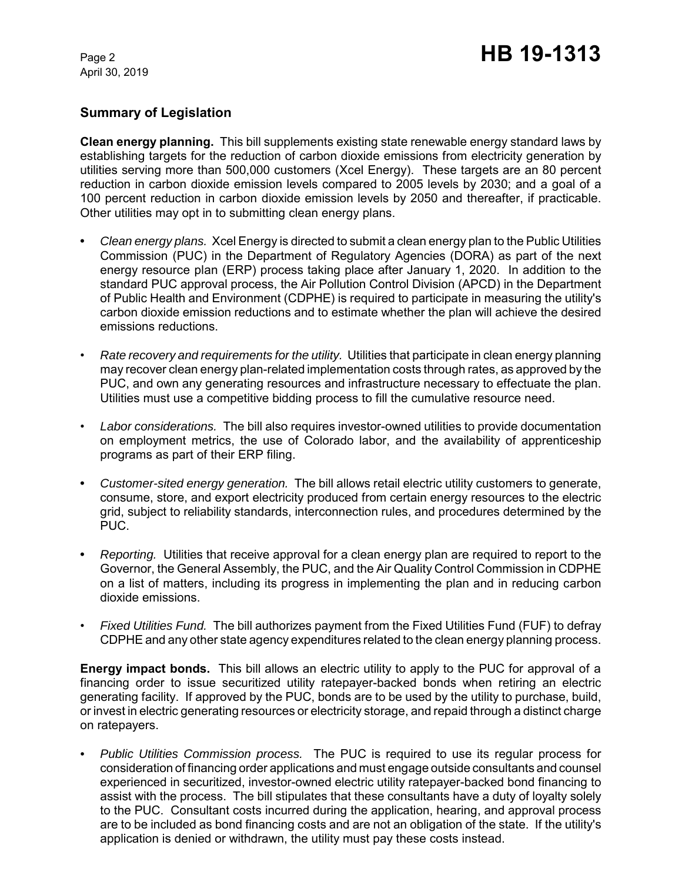## Summary of Legislation

**Clean energy planning.** This bill supplements existing state renewable energy standard laws by establishing targets for the reduction of carbon dioxide emissions from electricity generation by utilities serving more than 500,000 customers (Xcel Energy). These targets are an 80 percent reduction in carbon dioxide emission levels compared to 2005 levels by 2030; and a goal of a 100 percent reduction in carbon dioxide emission levels by 2050 and thereafter, if practicable. Other utilities may opt in to submitting clean energy plans.

- *Clean energy plans.* Xcel Energy is directed to submit a clean energy plan to the Public Utilities Commission (PUC) in the Department of Regulatory Agencies (DORA) as part of the next energy resource plan (ERP) process taking place after January 1, 2020. In addition to the standard PUC approval process, the Air Pollution Control Division (APCD) in the Department of Public Health and Environment (CDPHE) is required to participate in measuring the utility's carbon dioxide emission reductions and to estimate whether the plan will achieve the desired emissions reductions.
- *Rate recovery and requirements for the utility.* Utilities that participate in clean energy planning may recover clean energy plan-related implementation costs through rates, as approved by the PUC, and own any generating resources and infrastructure necessary to effectuate the plan. Utilities must use a competitive bidding process to fill the cumulative resource need.
- *Labor considerations.* The bill also requires investor-owned utilities to provide documentation on employment metrics, the use of Colorado labor, and the availability of apprenticeship programs as part of their ERP filing.
- *Customer-sited energy generation.* The bill allows retail electric utility customers to generate, consume, store, and export electricity produced from certain energy resources to the electric grid, subject to reliability standards, interconnection rules, and procedures determined by the PUC.
- *Reporting.* Utilities that receive approval for a clean energy plan are required to report to the Governor, the General Assembly, the PUC, and the Air Quality Control Commission in CDPHE on a list of matters, including its progress in implementing the plan and in reducing carbon dioxide emissions.
- *Fixed Utilities Fund.* The bill authorizes payment from the Fixed Utilities Fund (FUF) to defray CDPHE and any other state agency expenditures related to the clean energy planning process.

**Energy impact bonds.** This bill allows an electric utility to apply to the PUC for approval of a financing order to issue securitized utility ratepayer-backed bonds when retiring an electric generating facility. If approved by the PUC, bonds are to be used by the utility to purchase, build, or invest in electric generating resources or electricity storage, and repaid through a distinct charge on ratepayers.

- *Public Utilities Commission process.* The PUC is required to use its regular process for consideration of financing order applications and must engage outside consultants and counsel experienced in securitized, investor-owned electric utility ratepayer-backed bond financing to assist with the process. The bill stipulates that these consultants have a duty of loyalty solely to the PUC. Consultant costs incurred during the application, hearing, and approval process are to be included as bond financing costs and are not an obligation of the state. If the utility's application is denied or withdrawn, the utility must pay these costs instead.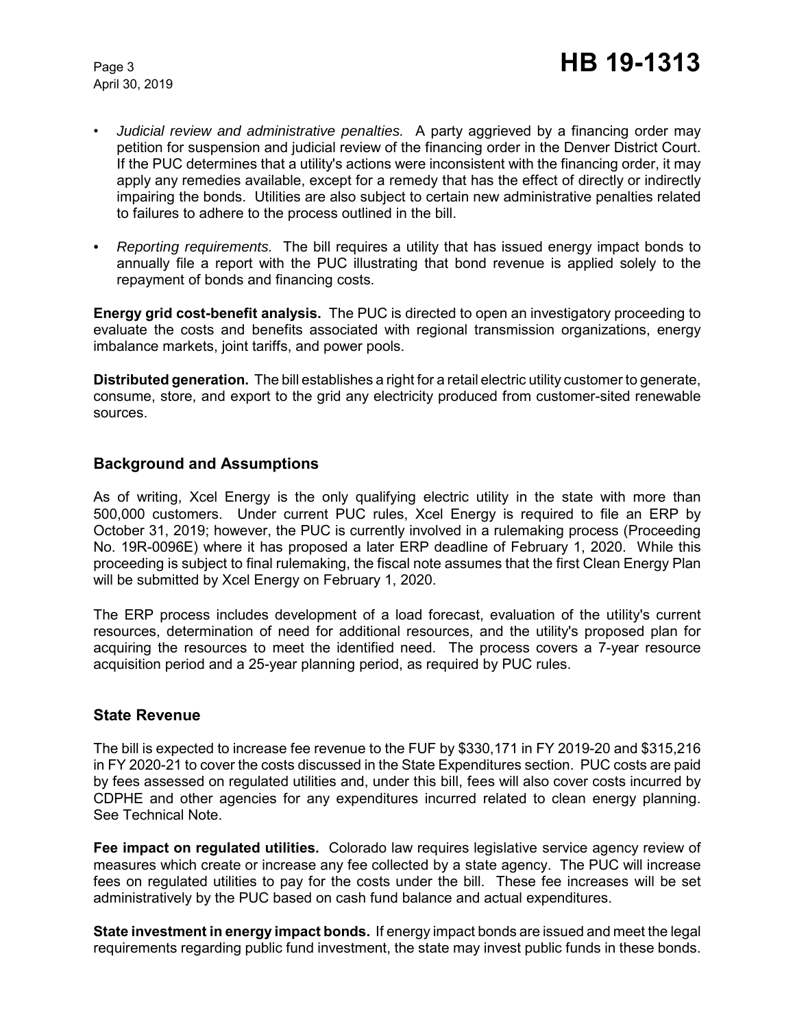- *Judicial review and administrative penalties.* A party aggrieved by a financing order may petition for suspension and judicial review of the financing order in the Denver District Court. If the PUC determines that a utility's actions were inconsistent with the financing order, it may apply any remedies available, except for a remedy that has the effect of directly or indirectly impairing the bonds. Utilities are also subject to certain new administrative penalties related to failures to adhere to the process outlined in the bill.

- *Reporting requirements.* The bill requires a utility that has issued energy impact bonds to annually file a report with the PUC illustrating that bond revenue is applied solely to the repayment of bonds and financing costs.

**Energy grid cost-benefit analysis.** The PUC is directed to open an investigatory proceeding to evaluate the costs and benefits associated with regional transmission organizations, energy imbalance markets, joint tariffs, and power pools.

**Distributed generation.** The bill establishes a right for a retail electric utility customer to generate, consume, store, and export to the grid any electricity produced from customer-sited renewable sources.

## Background and Assumptions

As of writing, Xcel Energy is the only qualifying electric utility in the state with more than 500,000 customers. Under current PUC rules, Xcel Energy is required to file an ERP by October 31, 2019; however, the PUC is currently involved in a rulemaking process (Proceeding No. 19R-0096E) where it has proposed a later ERP deadline of February 1, 2020. While this proceeding is subject to final rulemaking, the fiscal note assumes that the first Clean Energy Plan will be submitted by Xcel Energy on February 1, 2020.

The ERP process includes development of a load forecast, evaluation of the utility's current resources, determination of need for additional resources, and the utility's proposed plan for acquiring the resources to meet the identified need. The process covers a 7-year resource acquisition period and a 25-year planning period, as required by PUC rules.

## State Revenue

The bill is expected to increase fee revenue to the FUF by $330,171 in FY 2019-20 and $315,216 in FY 2020-21 to cover the costs discussed in the State Expenditures section. PUC costs are paid by fees assessed on regulated utilities and, under this bill, fees will also cover costs incurred by CDPHE and other agencies for any expenditures incurred related to clean energy planning. See Technical Note.

**Fee impact on regulated utilities.** Colorado law requires legislative service agency review of measures which create or increase any fee collected by a state agency. The PUC will increase fees on regulated utilities to pay for the costs under the bill. These fee increases will be set administratively by the PUC based on cash fund balance and actual expenditures.

**State investment in energy impact bonds.** If energy impact bonds are issued and meet the legal requirements regarding public fund investment, the state may invest public funds in these bonds.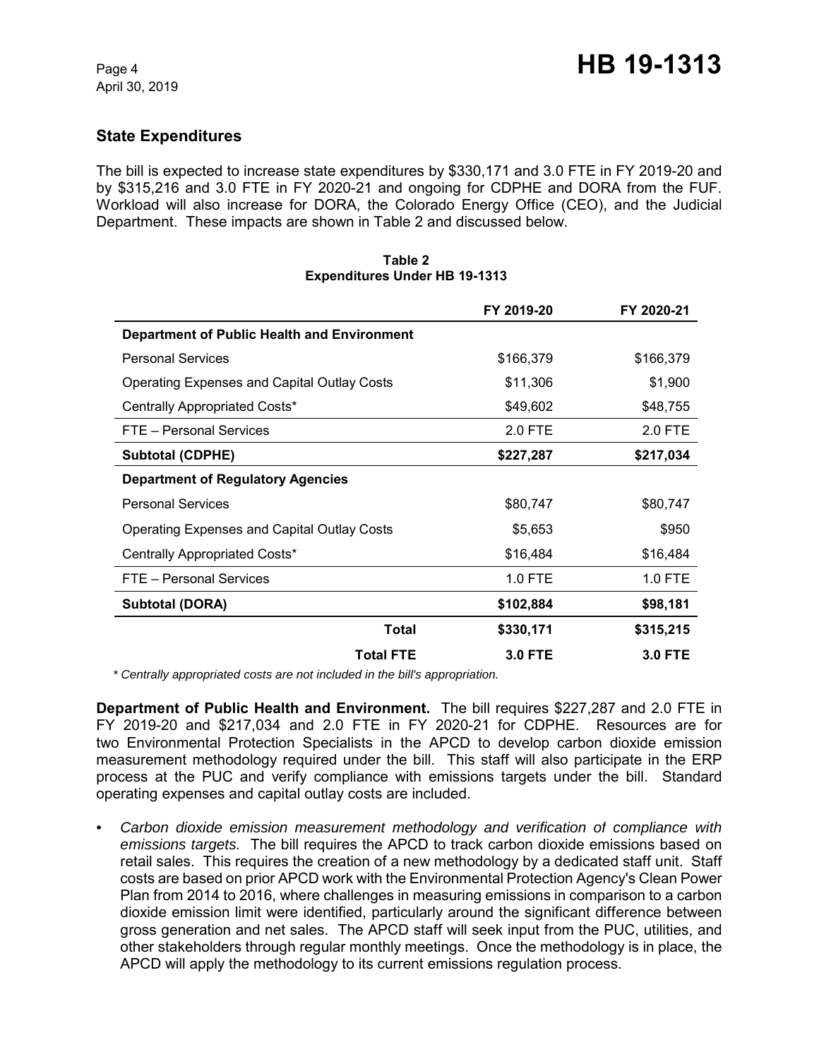## State Expenditures

The bill is expected to increase state expenditures by \$330,171 and 3.0 FTE in FY 2019-20 and by \$315,216 and 3.0 FTE in FY 2020-21 and ongoing for CDPHE and DORA from the FUF. Workload will also increase for DORA, the Colorado Energy Office (CEO), and the Judicial Department. These impacts are shown in Table 2 and discussed below.

**Table 2**
**Expenditures Under HB 19-1313**

| | FY 2019-20 | FY 2020-21 |
|---|---|---|
| **Department of Public Health and Environment** | | |
| Personal Services | \$166,379 | \$166,379 |
| Operating Expenses and Capital Outlay Costs | \$11,306 | \$1,900 |
| Centrally Appropriated Costs* | \$49,602 | \$48,755 |
| FTE – Personal Services | 2.0 FTE | 2.0 FTE |
| **Subtotal (CDPHE)** | **\$227,287** | **\$217,034** |
| **Department of Regulatory Agencies** | | |
| Personal Services | \$80,747 | \$80,747 |
| Operating Expenses and Capital Outlay Costs | \$5,653 | \$950 |
| Centrally Appropriated Costs* | \$16,484 | \$16,484 |
| FTE – Personal Services | 1.0 FTE | 1.0 FTE |
| **Subtotal (DORA)** | **\$102,884** | **\$98,181** |
| **Total** | **\$330,171** | **\$315,215** |
| **Total FTE** | **3.0 FTE** | **3.0 FTE** |

*\* Centrally appropriated costs are not included in the bill's appropriation.*

**Department of Public Health and Environment.** The bill requires \$227,287 and 2.0 FTE in FY 2019-20 and \$217,034 and 2.0 FTE in FY 2020-21 for CDPHE. Resources are for two Environmental Protection Specialists in the APCD to develop carbon dioxide emission measurement methodology required under the bill. This staff will also participate in the ERP process at the PUC and verify compliance with emissions targets under the bill. Standard operating expenses and capital outlay costs are included.

- *Carbon dioxide emission measurement methodology and verification of compliance with emissions targets.* The bill requires the APCD to track carbon dioxide emissions based on retail sales. This requires the creation of a new methodology by a dedicated staff unit. Staff costs are based on prior APCD work with the Environmental Protection Agency's Clean Power Plan from 2014 to 2016, where challenges in measuring emissions in comparison to a carbon dioxide emission limit were identified, particularly around the significant difference between gross generation and net sales. The APCD staff will seek input from the PUC, utilities, and other stakeholders through regular monthly meetings. Once the methodology is in place, the APCD will apply the methodology to its current emissions regulation process.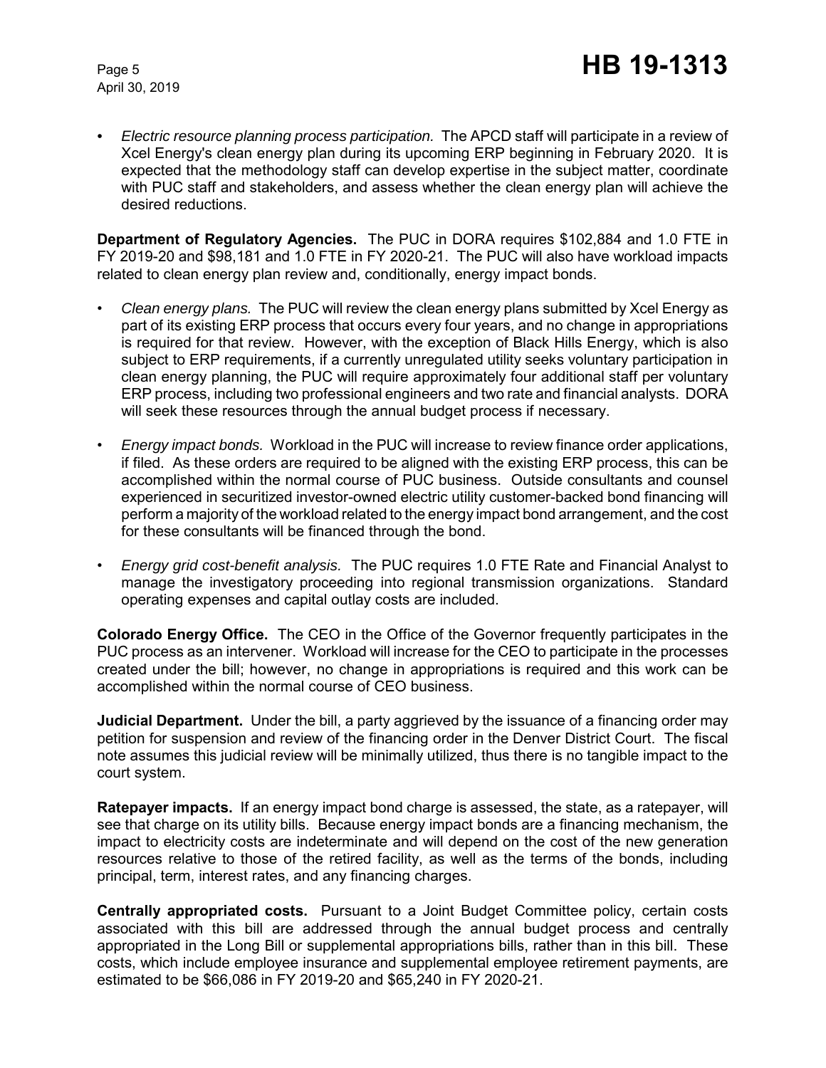- *Electric resource planning process participation.* The APCD staff will participate in a review of Xcel Energy's clean energy plan during its upcoming ERP beginning in February 2020. It is expected that the methodology staff can develop expertise in the subject matter, coordinate with PUC staff and stakeholders, and assess whether the clean energy plan will achieve the desired reductions.

**Department of Regulatory Agencies.** The PUC in DORA requires $102,884 and 1.0 FTE in FY 2019-20 and $98,181 and 1.0 FTE in FY 2020-21. The PUC will also have workload impacts related to clean energy plan review and, conditionally, energy impact bonds.

- *Clean energy plans.* The PUC will review the clean energy plans submitted by Xcel Energy as part of its existing ERP process that occurs every four years, and no change in appropriations is required for that review. However, with the exception of Black Hills Energy, which is also subject to ERP requirements, if a currently unregulated utility seeks voluntary participation in clean energy planning, the PUC will require approximately four additional staff per voluntary ERP process, including two professional engineers and two rate and financial analysts. DORA will seek these resources through the annual budget process if necessary.

- *Energy impact bonds.* Workload in the PUC will increase to review finance order applications, if filed. As these orders are required to be aligned with the existing ERP process, this can be accomplished within the normal course of PUC business. Outside consultants and counsel experienced in securitized investor-owned electric utility customer-backed bond financing will perform a majority of the workload related to the energy impact bond arrangement, and the cost for these consultants will be financed through the bond.

- *Energy grid cost-benefit analysis.* The PUC requires 1.0 FTE Rate and Financial Analyst to manage the investigatory proceeding into regional transmission organizations. Standard operating expenses and capital outlay costs are included.

**Colorado Energy Office.** The CEO in the Office of the Governor frequently participates in the PUC process as an intervener. Workload will increase for the CEO to participate in the processes created under the bill; however, no change in appropriations is required and this work can be accomplished within the normal course of CEO business.

**Judicial Department.** Under the bill, a party aggrieved by the issuance of a financing order may petition for suspension and review of the financing order in the Denver District Court. The fiscal note assumes this judicial review will be minimally utilized, thus there is no tangible impact to the court system.

**Ratepayer impacts.** If an energy impact bond charge is assessed, the state, as a ratepayer, will see that charge on its utility bills. Because energy impact bonds are a financing mechanism, the impact to electricity costs are indeterminate and will depend on the cost of the new generation resources relative to those of the retired facility, as well as the terms of the bonds, including principal, term, interest rates, and any financing charges.

**Centrally appropriated costs.** Pursuant to a Joint Budget Committee policy, certain costs associated with this bill are addressed through the annual budget process and centrally appropriated in the Long Bill or supplemental appropriations bills, rather than in this bill. These costs, which include employee insurance and supplemental employee retirement payments, are estimated to be $66,086 in FY 2019-20 and $65,240 in FY 2020-21.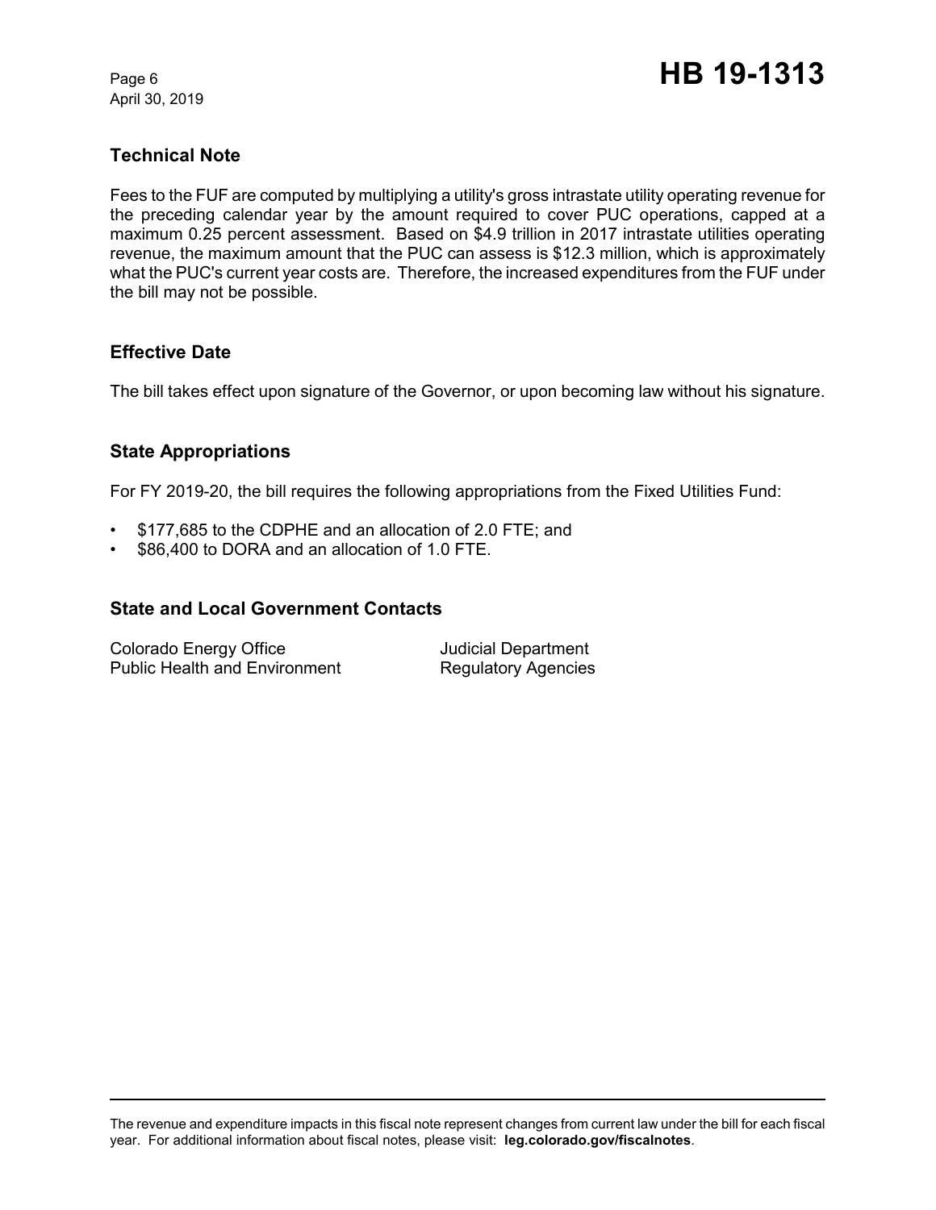## Technical Note

Fees to the FUF are computed by multiplying a utility's gross intrastate utility operating revenue for the preceding calendar year by the amount required to cover PUC operations, capped at a maximum 0.25 percent assessment. Based on $4.9 trillion in 2017 intrastate utilities operating revenue, the maximum amount that the PUC can assess is $12.3 million, which is approximately what the PUC's current year costs are. Therefore, the increased expenditures from the FUF under the bill may not be possible.

## Effective Date

The bill takes effect upon signature of the Governor, or upon becoming law without his signature.

## State Appropriations

For FY 2019-20, the bill requires the following appropriations from the Fixed Utilities Fund:

- $177,685 to the CDPHE and an allocation of 2.0 FTE; and
- $86,400 to DORA and an allocation of 1.0 FTE.

## State and Local Government Contacts

Colorado Energy Office
Public Health and Environment
Judicial Department
Regulatory Agencies

The revenue and expenditure impacts in this fiscal note represent changes from current law under the bill for each fiscal year. For additional information about fiscal notes, please visit: **leg.colorado.gov/fiscalnotes**.